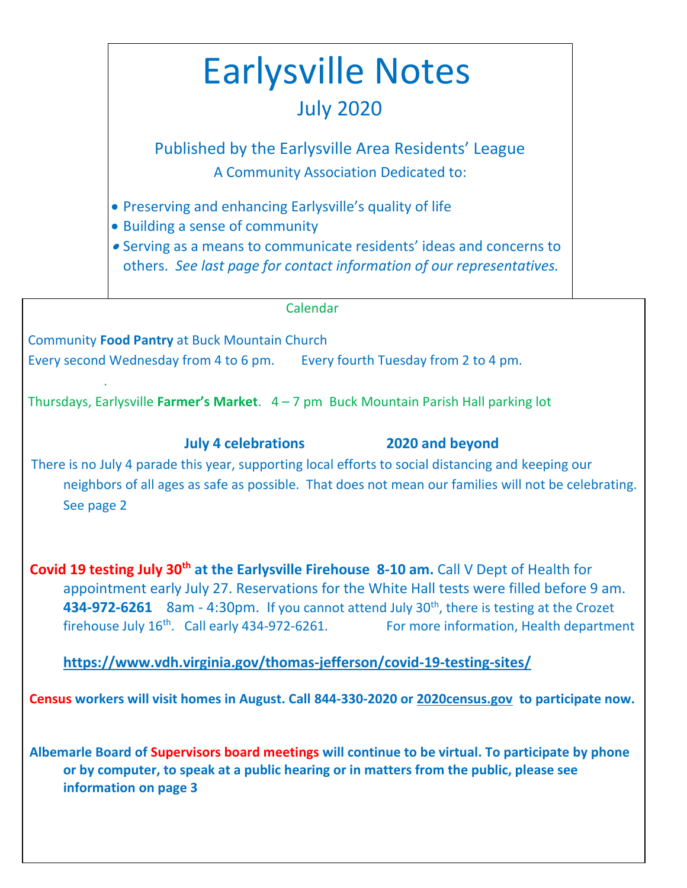# Earlysville Notes

## July 2020

Published by the Earlysville Area Residents' League

A Community Association Dedicated to:

- Preserving and enhancing Earlysville's quality of life
- Building a sense of community
- Serving as a means to communicate residents' ideas and concerns to others. *See last page for contact information of our representatives.*

### Calendar

Community **Food Pantry** at Buck Mountain Church

Every second Wednesday from 4 to 6 pm. Every fourth Tuesday from 2 to 4 pm.

Thursdays, Earlysville **Farmer's Market**. 4 – 7 pm Buck Mountain Parish Hall parking lot

**July 4 celebrations 2020 and beyond**

There is no July 4 parade this year, supporting local efforts to social distancing and keeping our neighbors of all ages as safe as possible. That does not mean our families will not be celebrating. See page 2

**Covid 19 testing July 30th at the Earlysville Firehouse 8-10 am.** Call V Dept of Health for appointment early July 27. Reservations for the White Hall tests were filled before 9 am. **434-972-6261** 8am - 4:30pm. If you cannot attend July 30th, there is testing at the Crozet firehouse July 16th. Call early 434-972-6261. For more information, Health department

**https://www.vdh.virginia.gov/thomas-jefferson/covid-19-testing-sites/**

**Census workers will visit homes in August. Call 844-330-2020 or 2020census.gov to participate now.**

**Albemarle Board of Supervisors board meetings will continue to be virtual. To participate by phone or by computer, to speak at a public hearing or in matters from the public, please see information on page 3**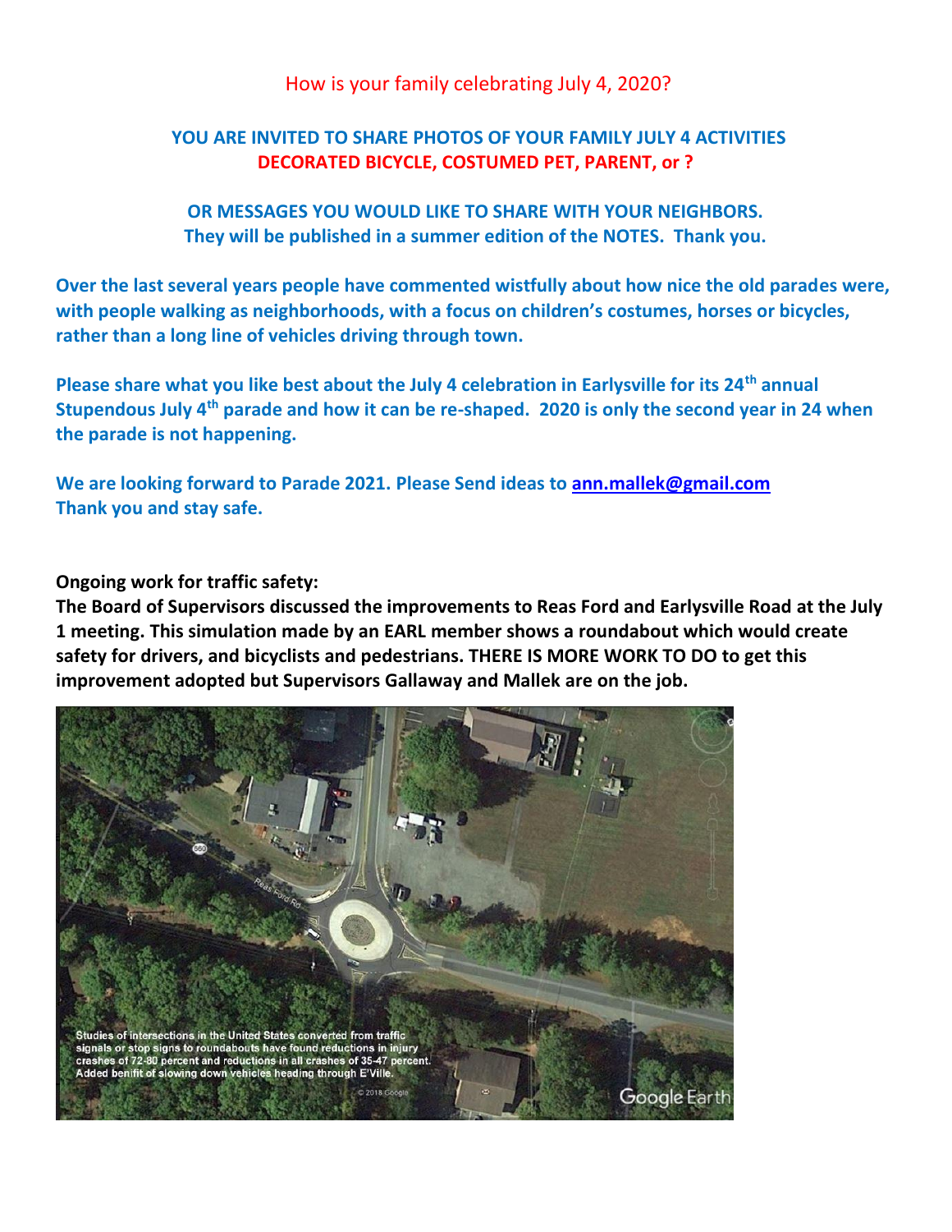How is your family celebrating July 4, 2020?

**YOU ARE INVITED TO SHARE PHOTOS OF YOUR FAMILY JULY 4 ACTIVITIES**
**DECORATED BICYCLE, COSTUMED PET, PARENT, or ?**

**OR MESSAGES YOU WOULD LIKE TO SHARE WITH YOUR NEIGHBORS.**
**They will be published in a summer edition of the NOTES. Thank you.**

**Over the last several years people have commented wistfully about how nice the old parades were, with people walking as neighborhoods, with a focus on children's costumes, horses or bicycles, rather than a long line of vehicles driving through town.**

**Please share what you like best about the July 4 celebration in Earlysville for its 24th annual Stupendous July 4th parade and how it can be re-shaped. 2020 is only the second year in 24 when the parade is not happening.**

**We are looking forward to Parade 2021. Please Send ideas to ann.mallek@gmail.com**
**Thank you and stay safe.**

**Ongoing work for traffic safety:**
**The Board of Supervisors discussed the improvements to Reas Ford and Earlysville Road at the July 1 meeting. This simulation made by an EARL member shows a roundabout which would create safety for drivers, and bicyclists and pedestrians. THERE IS MORE WORK TO DO to get this improvement adopted but Supervisors Gallaway and Mallek are on the job.**

Studies of intersections in the United States converted from traffic signals or stop signs to roundabouts have found reductions in injury crashes of 72-80 percent and reductions in all crashes of 35-47 percent. Added benifit of slowing down vehicles heading through E'Ville.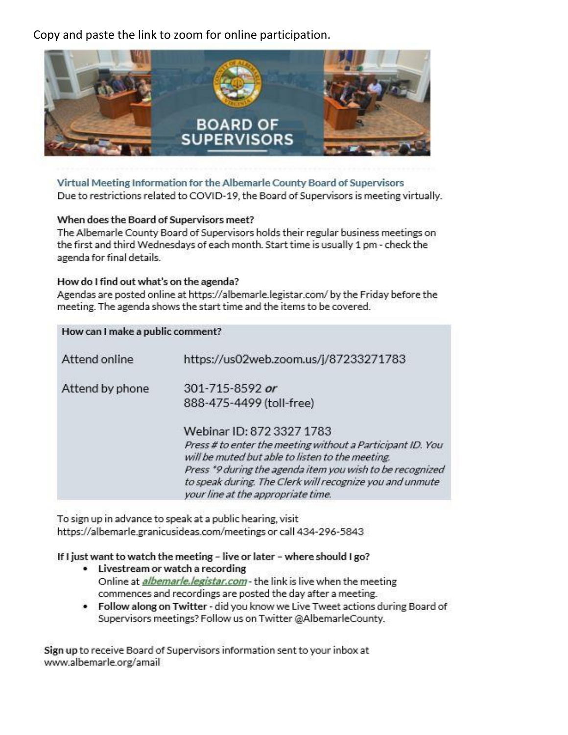Copy and paste the link to zoom for online participation.

BOARD OF SUPERVISORS

## Virtual Meeting Information for the Albemarle County Board of Supervisors

Due to restrictions related to COVID-19, the Board of Supervisors is meeting virtually.

**When does the Board of Supervisors meet?**

The Albemarle County Board of Supervisors holds their regular business meetings on the first and third Wednesdays of each month. Start time is usually 1 pm - check the agenda for final details.

**How do I find out what's on the agenda?**

Agendas are posted online at https://albemarle.legistar.com/ by the Friday before the meeting. The agenda shows the start time and the items to be covered.

| How can I make a public comment? | |
|---|---|
| Attend online | https://us02web.zoom.us/j/87233271783 |
| Attend by phone | 301-715-8592 *or* 888-475-4499 (toll-free)<br><br>Webinar ID: 872 3327 1783<br>*Press # to enter the meeting without a Participant ID. You will be muted but able to listen to the meeting.*<br>*Press \*9 during the agenda item you wish to be recognized to speak during. The Clerk will recognize you and unmute your line at the appropriate time.* |

To sign up in advance to speak at a public hearing, visit https://albemarle.granicusideas.com/meetings or call 434-296-5843

**If I just want to watch the meeting – live or later – where should I go?**

- **Livestream or watch a recording**
  Online at *albemarle.legistar.com* - the link is live when the meeting commences and recordings are posted the day after a meeting.
- **Follow along on Twitter** - did you know we Live Tweet actions during Board of Supervisors meetings? Follow us on Twitter @AlbemarleCounty.

**Sign up** to receive Board of Supervisors information sent to your inbox at www.albemarle.org/amail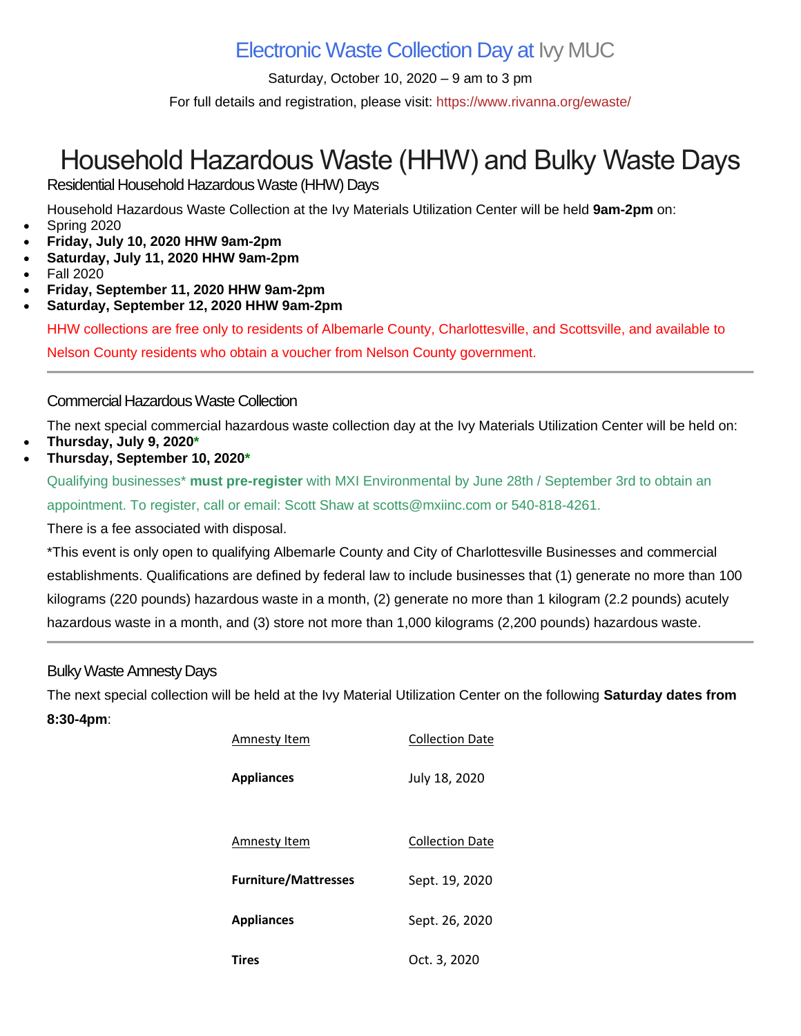## Electronic Waste Collection Day at Ivy MUC

Saturday, October 10, 2020 – 9 am to 3 pm

For full details and registration, please visit: https://www.rivanna.org/ewaste/

# Household Hazardous Waste (HHW) and Bulky Waste Days

### Residential Household Hazardous Waste (HHW) Days

Household Hazardous Waste Collection at the Ivy Materials Utilization Center will be held **9am-2pm** on:

- Spring 2020
- **Friday, July 10, 2020 HHW 9am-2pm**
- **Saturday, July 11, 2020 HHW 9am-2pm**
- Fall 2020
- **Friday, September 11, 2020 HHW 9am-2pm**
- **Saturday, September 12, 2020 HHW 9am-2pm**

HHW collections are free only to residents of Albemarle County, Charlottesville, and Scottsville, and available to Nelson County residents who obtain a voucher from Nelson County government.

---

### Commercial Hazardous Waste Collection

The next special commercial hazardous waste collection day at the Ivy Materials Utilization Center will be held on:

- **Thursday, July 9, 2020***
- **Thursday, September 10, 2020***

Qualifying businesses* **must pre-register** with MXI Environmental by June 28th / September 3rd to obtain an appointment. To register, call or email: Scott Shaw at scotts@mxiinc.com or 540-818-4261.

There is a fee associated with disposal.

*This event is only open to qualifying Albemarle County and City of Charlottesville Businesses and commercial establishments. Qualifications are defined by federal law to include businesses that (1) generate no more than 100 kilograms (220 pounds) hazardous waste in a month, (2) generate no more than 1 kilogram (2.2 pounds) acutely hazardous waste in a month, and (3) store not more than 1,000 kilograms (2,200 pounds) hazardous waste.

---

### Bulky Waste Amnesty Days

The next special collection will be held at the Ivy Material Utilization Center on the following **Saturday dates from 8:30-4pm**:

| Amnesty Item | Collection Date |
| --- | --- |
| **Appliances** | July 18, 2020 |

| Amnesty Item | Collection Date |
| --- | --- |
| **Furniture/Mattresses** | Sept. 19, 2020 |
| **Appliances** | Sept. 26, 2020 |
| **Tires** | Oct. 3, 2020 |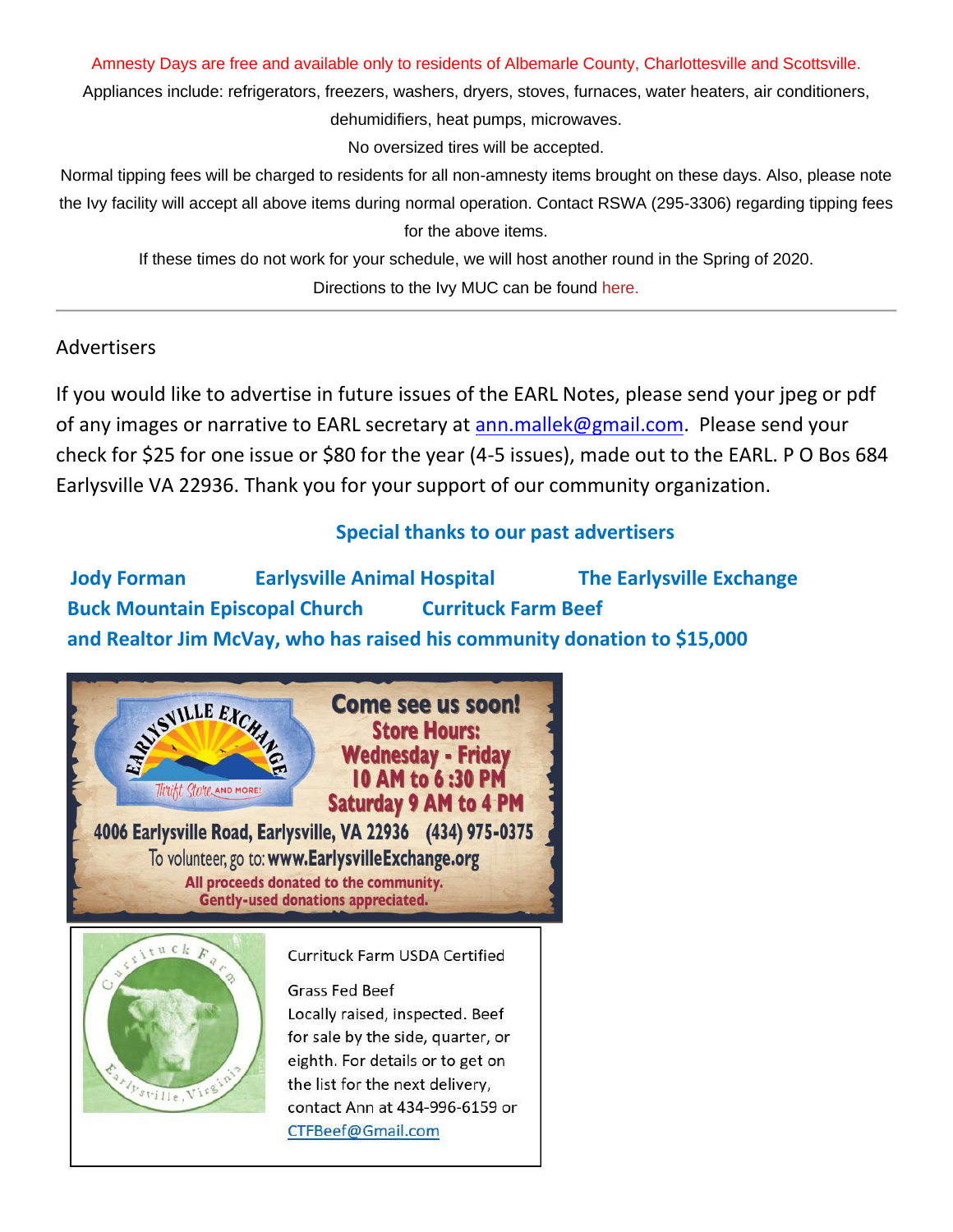Amnesty Days are free and available only to residents of Albemarle County, Charlottesville and Scottsville.

Appliances include: refrigerators, freezers, washers, dryers, stoves, furnaces, water heaters, air conditioners, dehumidifiers, heat pumps, microwaves.

No oversized tires will be accepted.

Normal tipping fees will be charged to residents for all non-amnesty items brought on these days. Also, please note the Ivy facility will accept all above items during normal operation. Contact RSWA (295-3306) regarding tipping fees for the above items.

If these times do not work for your schedule, we will host another round in the Spring of 2020.

Directions to the Ivy MUC can be found here.

---

## Advertisers

If you would like to advertise in future issues of the EARL Notes, please send your jpeg or pdf of any images or narrative to EARL secretary at ann.mallek@gmail.com. Please send your check for $25 for one issue or $80 for the year (4-5 issues), made out to the EARL. P O Bos 684 Earlysville VA 22936. Thank you for your support of our community organization.

**Special thanks to our past advertisers**

**Jody Forman** **Earlysville Animal Hospital** **The Earlysville Exchange**
**Buck Mountain Episcopal Church** **Currituck Farm Beef**
**and Realtor Jim McVay, who has raised his community donation to $15,000**

EARLYSVILLE EXCHANGE
Thrift Store AND MORE!

**Come see us soon!**
**Store Hours:**
**Wednesday - Friday**
**10 AM to 6 :30 PM**
**Saturday 9 AM to 4 PM**

**4006 Earlysville Road, Earlysville, VA 22936 (434) 975-0375**
To volunteer, go to: **www.EarlysvilleExchange.org**
**All proceeds donated to the community.**
**Gently-used donations appreciated.**

Currituck Farm Earlysville, Virginia

Currituck Farm USDA Certified

Grass Fed Beef
Locally raised, inspected. Beef for sale by the side, quarter, or eighth. For details or to get on the list for the next delivery, contact Ann at 434-996-6159 or CTFBeef@Gmail.com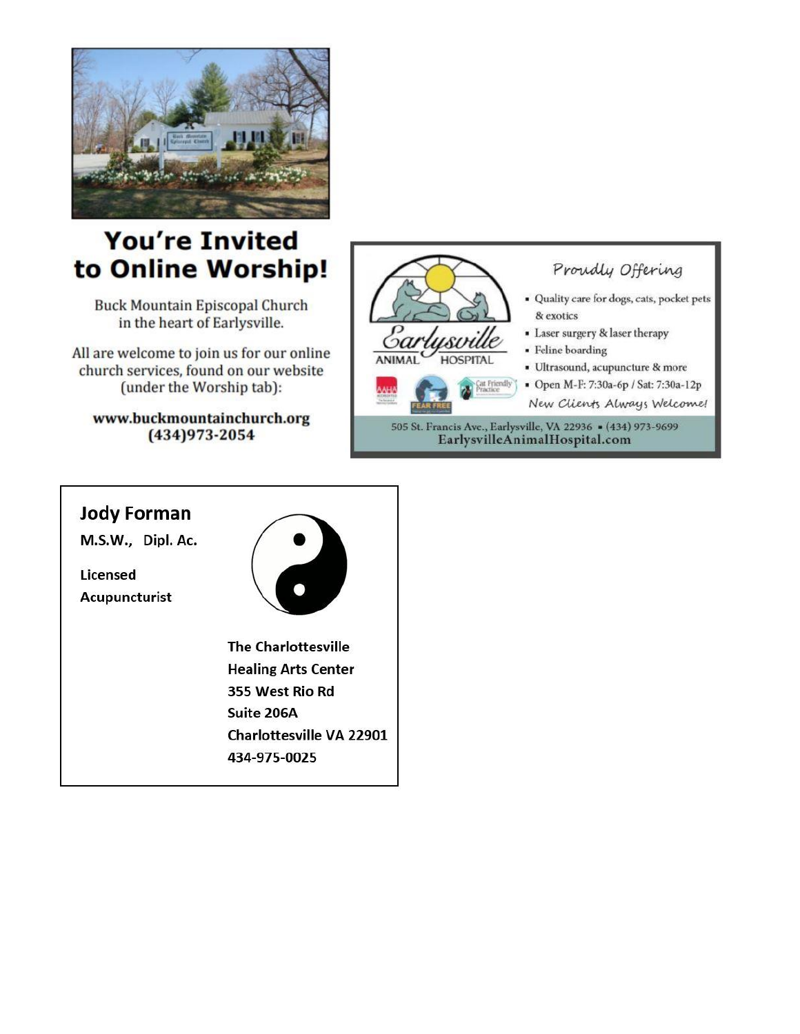## You're Invited to Online Worship!

Buck Mountain Episcopal Church in the heart of Earlysville.

All are welcome to join us for our online church services, found on our website (under the Worship tab):

**www.buckmountainchurch.org**
**(434)973-2054**

Earlysville ANIMAL HOSPITAL

*Proudly Offering*

- Quality care for dogs, cats, pocket pets & exotics
- Laser surgery & laser therapy
- Feline boarding
- Ultrasound, acupuncture & more
- Open M-F: 7:30a-6p / Sat: 7:30a-12p

*New Clients Always Welcome!*

505 St. Francis Ave., Earlysville, VA 22936 • (434) 973-9699
EarlysvilleAnimalHospital.com

**Jody Forman**

**M.S.W., Dipl. Ac.**

**Licensed Acupuncturist**

**The Charlottesville Healing Arts Center**
**355 West Rio Rd**
**Suite 206A**
**Charlottesville VA 22901**
**434-975-0025**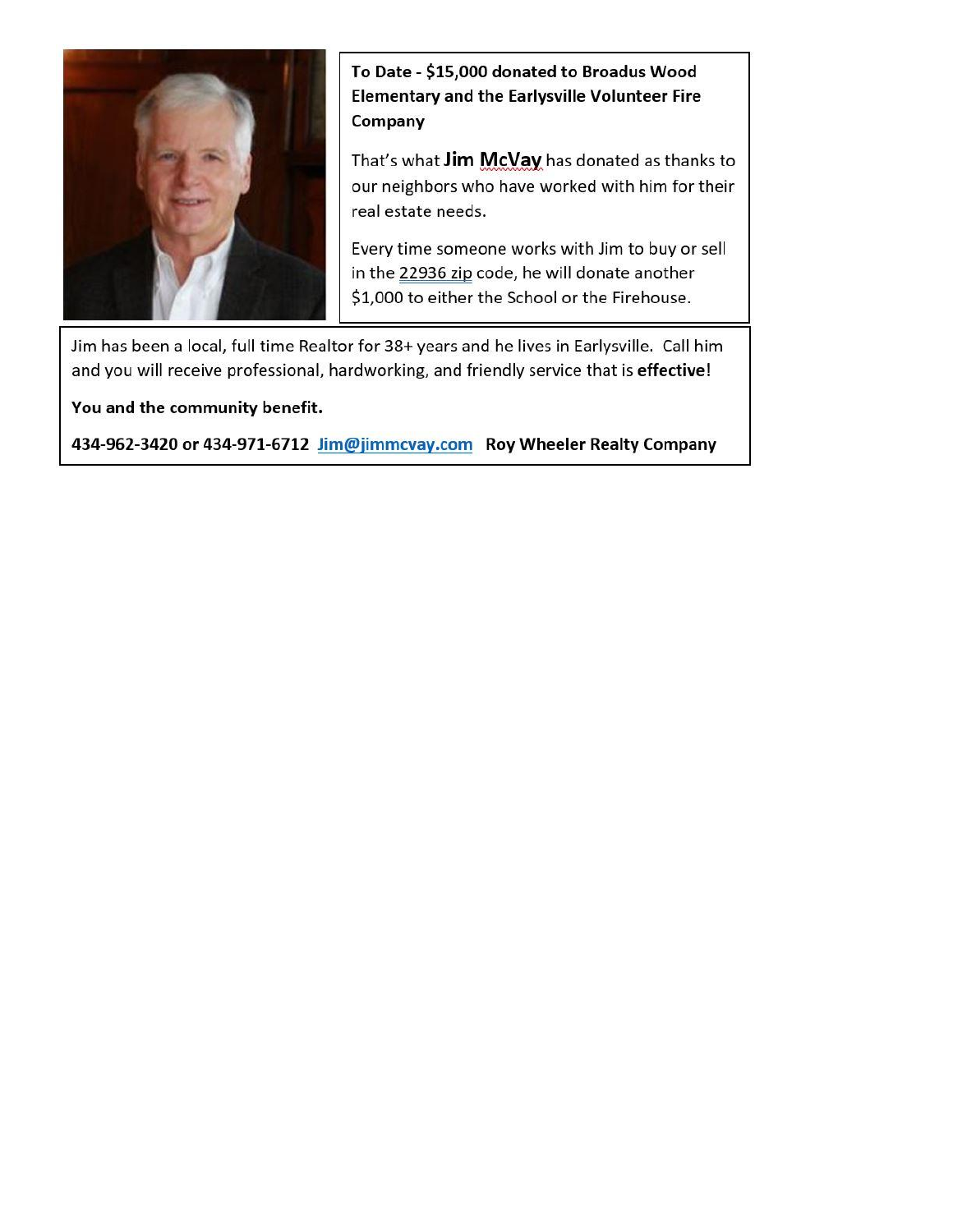**To Date - $15,000 donated to Broadus Wood Elementary and the Earlysville Volunteer Fire Company**

That's what **Jim McVay** has donated as thanks to our neighbors who have worked with him for their real estate needs.

Every time someone works with Jim to buy or sell in the 22936 zip code, he will donate another $1,000 to either the School or the Firehouse.

Jim has been a local, full time Realtor for 38+ years and he lives in Earlysville. Call him and you will receive professional, hardworking, and friendly service that is **effective**!

**You and the community benefit.**

**434-962-3420 or 434-971-6712 Jim@jimmcvay.com Roy Wheeler Realty Company**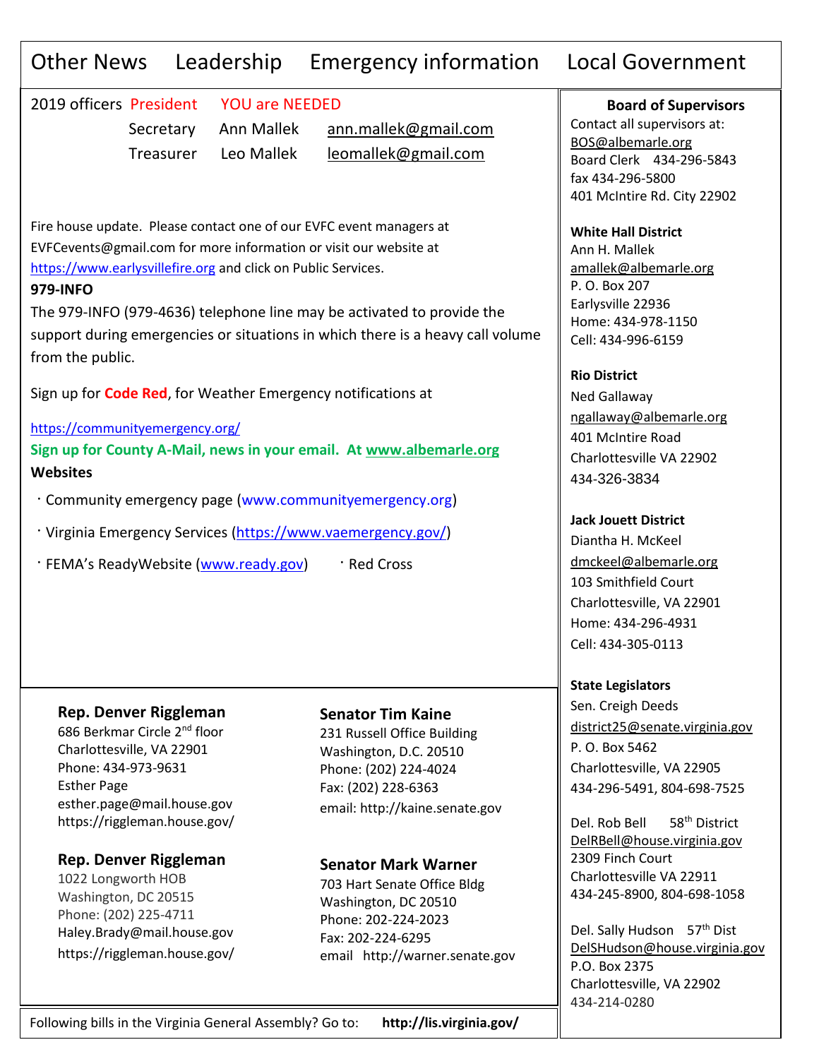# Other News    Leadership    Emergency information    Local Government

2019 officers President YOU are NEEDED

Secretary Ann Mallek ann.mallek@gmail.com

Treasurer Leo Mallek leomallek@gmail.com

Fire house update. Please contact one of our EVFC event managers at EVFCevents@gmail.com for more information or visit our website at https://www.earlysvillefire.org and click on Public Services.

**979-INFO**

The 979-INFO (979-4636) telephone line may be activated to provide the support during emergencies or situations in which there is a heavy call volume from the public.

Sign up for **Code Red**, for Weather Emergency notifications at

https://communityemergency.org/

**Sign up for County A-Mail, news in your email. At www.albemarle.org**

**Websites**

- Community emergency page (www.communityemergency.org)
- Virginia Emergency Services (https://www.vaemergency.gov/)
- FEMA's ReadyWebsite (www.ready.gov)
- Red Cross

**Rep. Denver Riggleman**
686 Berkmar Circle 2nd floor
Charlottesville, VA 22901
Phone: 434-973-9631
Esther Page
esther.page@mail.house.gov
https://riggleman.house.gov/

**Rep. Denver Riggleman**
1022 Longworth HOB
Washington, DC 20515
Phone: (202) 225-4711
Haley.Brady@mail.house.gov
https://riggleman.house.gov/

**Senator Tim Kaine**
231 Russell Office Building
Washington, D.C. 20510
Phone: (202) 224-4024
Fax: (202) 228-6363
email: http://kaine.senate.gov

**Senator Mark Warner**
703 Hart Senate Office Bldg
Washington, DC 20510
Phone: 202-224-2023
Fax: 202-224-6295
email http://warner.senate.gov

Following bills in the Virginia General Assembly? Go to: **http://lis.virginia.gov/**

**Board of Supervisors**
Contact all supervisors at:
BOS@albemarle.org
Board Clerk 434-296-5843
fax 434-296-5800
401 McIntire Rd. City 22902

**White Hall District**
Ann H. Mallek
amallek@albemarle.org
P. O. Box 207
Earlysville 22936
Home: 434-978-1150
Cell: 434-996-6159

**Rio District**
Ned Gallaway
ngallaway@albemarle.org
401 McIntire Road
Charlottesville VA 22902
434-326-3834

**Jack Jouett District**
Diantha H. McKeel
dmckeel@albemarle.org
103 Smithfield Court
Charlottesville, VA 22901
Home: 434-296-4931
Cell: 434-305-0113

**State Legislators**
Sen. Creigh Deeds
district25@senate.virginia.gov
P. O. Box 5462
Charlottesville, VA 22905
434-296-5491, 804-698-7525

Del. Rob Bell 58th District
DelRBell@house.virginia.gov
2309 Finch Court
Charlottesville VA 22911
434-245-8900, 804-698-1058

Del. Sally Hudson 57th Dist
DelSHudson@house.virginia.gov
P.O. Box 2375
Charlottesville, VA 22902
434-214-0280